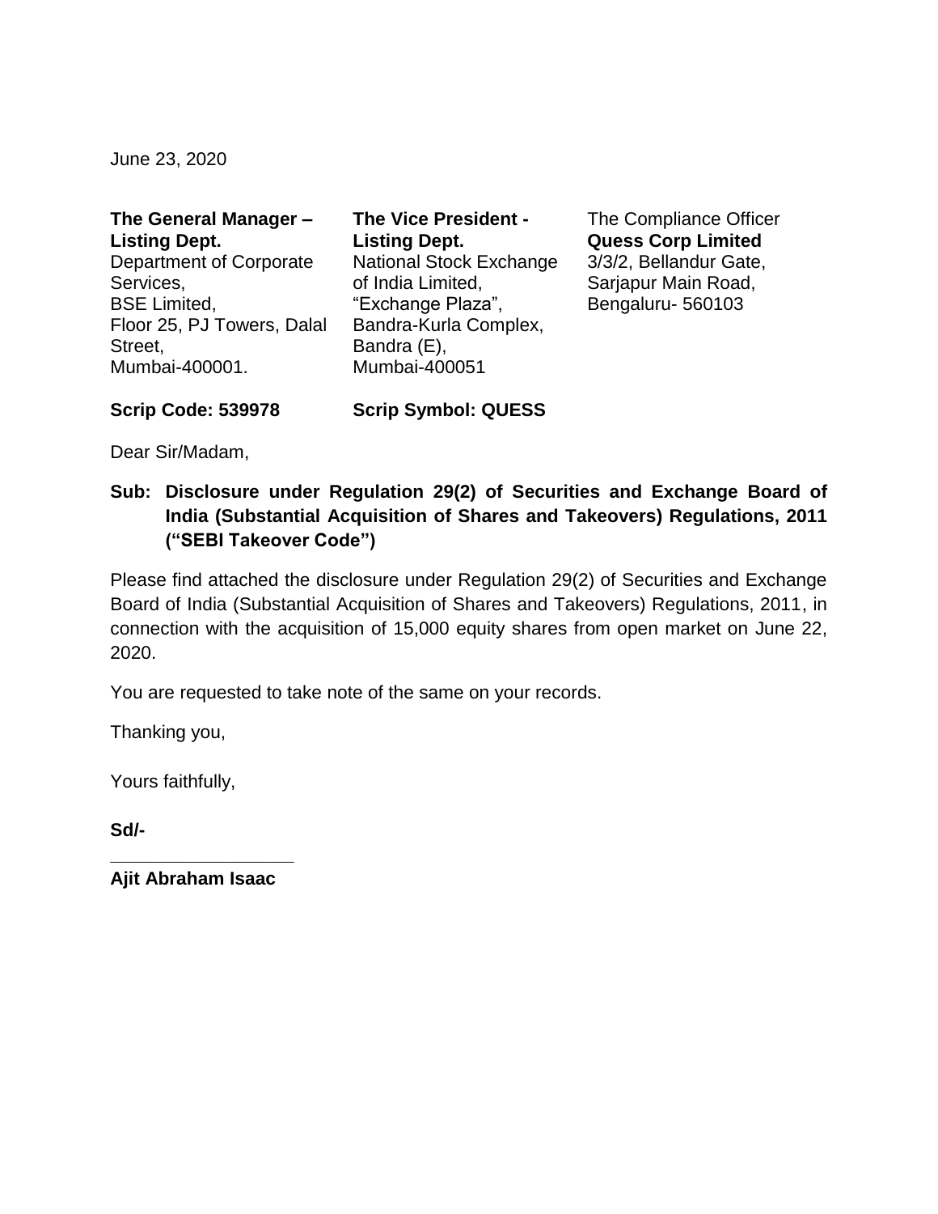June 23, 2020

| | | |
|---|---|---|
| **The General Manager – Listing Dept.**<br>Department of Corporate Services,<br>BSE Limited,<br>Floor 25, PJ Towers, Dalal Street,<br>Mumbai-400001. | **The Vice President - Listing Dept.**<br>National Stock Exchange of India Limited,<br>"Exchange Plaza",<br>Bandra-Kurla Complex,<br>Bandra (E),<br>Mumbai-400051 | The Compliance Officer<br>**Quess Corp Limited**<br>3/3/2, Bellandur Gate,<br>Sarjapur Main Road,<br>Bengaluru- 560103 |
| **Scrip Code: 539978** | **Scrip Symbol: QUESS** | |

Dear Sir/Madam,

**Sub: Disclosure under Regulation 29(2) of Securities and Exchange Board of India (Substantial Acquisition of Shares and Takeovers) Regulations, 2011 ("SEBI Takeover Code")**

Please find attached the disclosure under Regulation 29(2) of Securities and Exchange Board of India (Substantial Acquisition of Shares and Takeovers) Regulations, 2011, in connection with the acquisition of 15,000 equity shares from open market on June 22, 2020.

You are requested to take note of the same on your records.

Thanking you,

Yours faithfully,

**Sd/-**

**Ajit Abraham Isaac**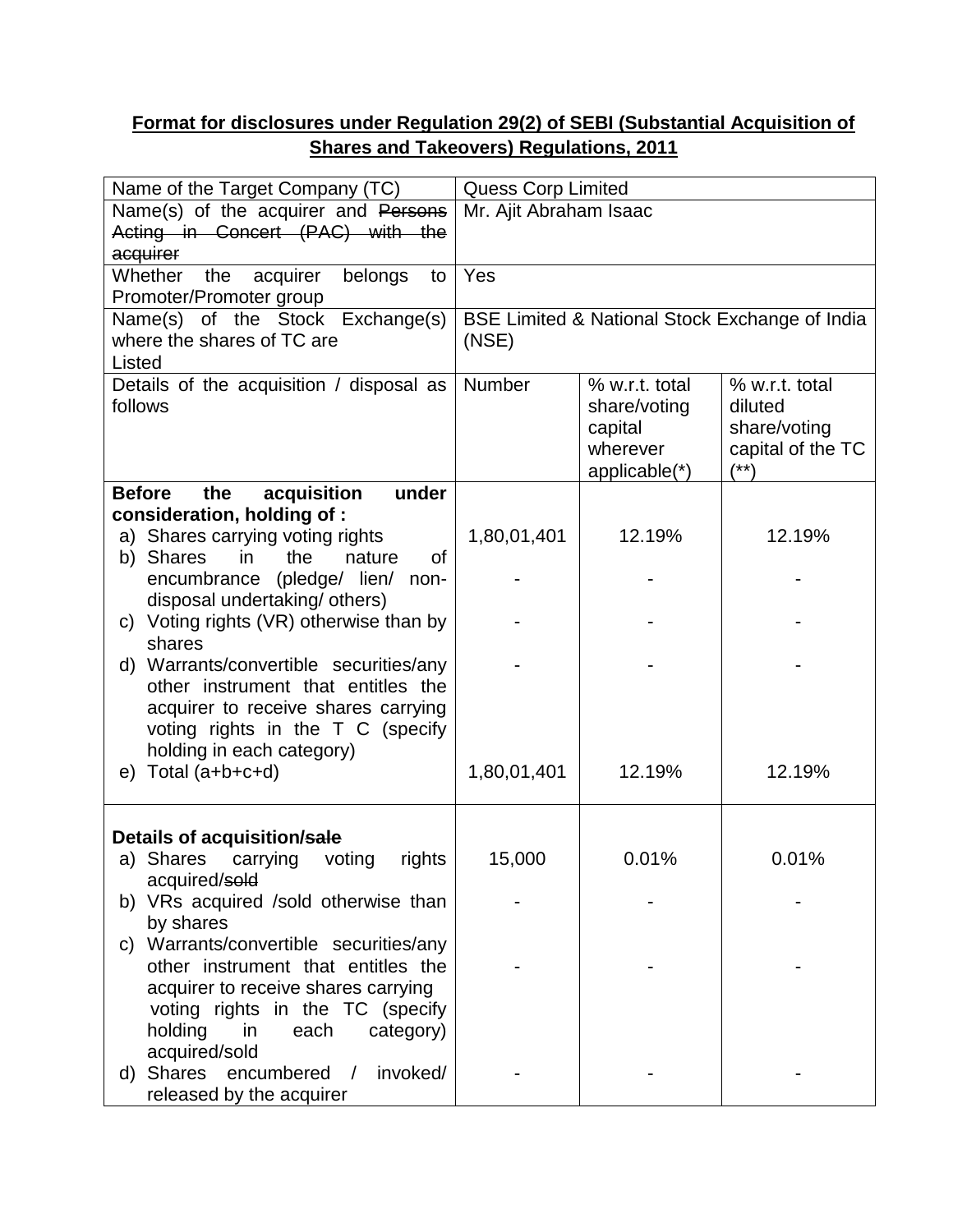**Format for disclosures under Regulation 29(2) of SEBI (Substantial Acquisition of Shares and Takeovers) Regulations, 2011**

| | | | |
|---|---|---|---|
| Name of the Target Company (TC) | Quess Corp Limited | | |
| Name(s) of the acquirer and ~~Persons Acting in Concert (PAC) with the acquirer~~ | Mr. Ajit Abraham Isaac | | |
| Whether the acquirer belongs to Promoter/Promoter group | Yes | | |
| Name(s) of the Stock Exchange(s) where the shares of TC are Listed | BSE Limited & National Stock Exchange of India (NSE) | | |
| Details of the acquisition / disposal as follows | Number | % w.r.t. total share/voting capital wherever applicable(*) | % w.r.t. total diluted share/voting capital of the TC (**) |
| **Before the acquisition under consideration, holding of :** | | | |
| a) Shares carrying voting rights | 1,80,01,401 | 12.19% | 12.19% |
| b) Shares in the nature of encumbrance (pledge/ lien/ non-disposal undertaking/ others) | - | - | - |
| c) Voting rights (VR) otherwise than by shares | - | - | - |
| d) Warrants/convertible securities/any other instrument that entitles the acquirer to receive shares carrying voting rights in the T C (specify holding in each category) | - | - | - |
| e) Total (a+b+c+d) | 1,80,01,401 | 12.19% | 12.19% |
| **Details of acquisition/~~sale~~** | | | |
| a) Shares carrying voting rights acquired/~~sold~~ | 15,000 | 0.01% | 0.01% |
| b) VRs acquired /sold otherwise than by shares | - | - | - |
| c) Warrants/convertible securities/any other instrument that entitles the acquirer to receive shares carrying voting rights in the TC (specify holding in each category) acquired/sold | - | - | - |
| d) Shares encumbered / invoked/ released by the acquirer | - | - | - |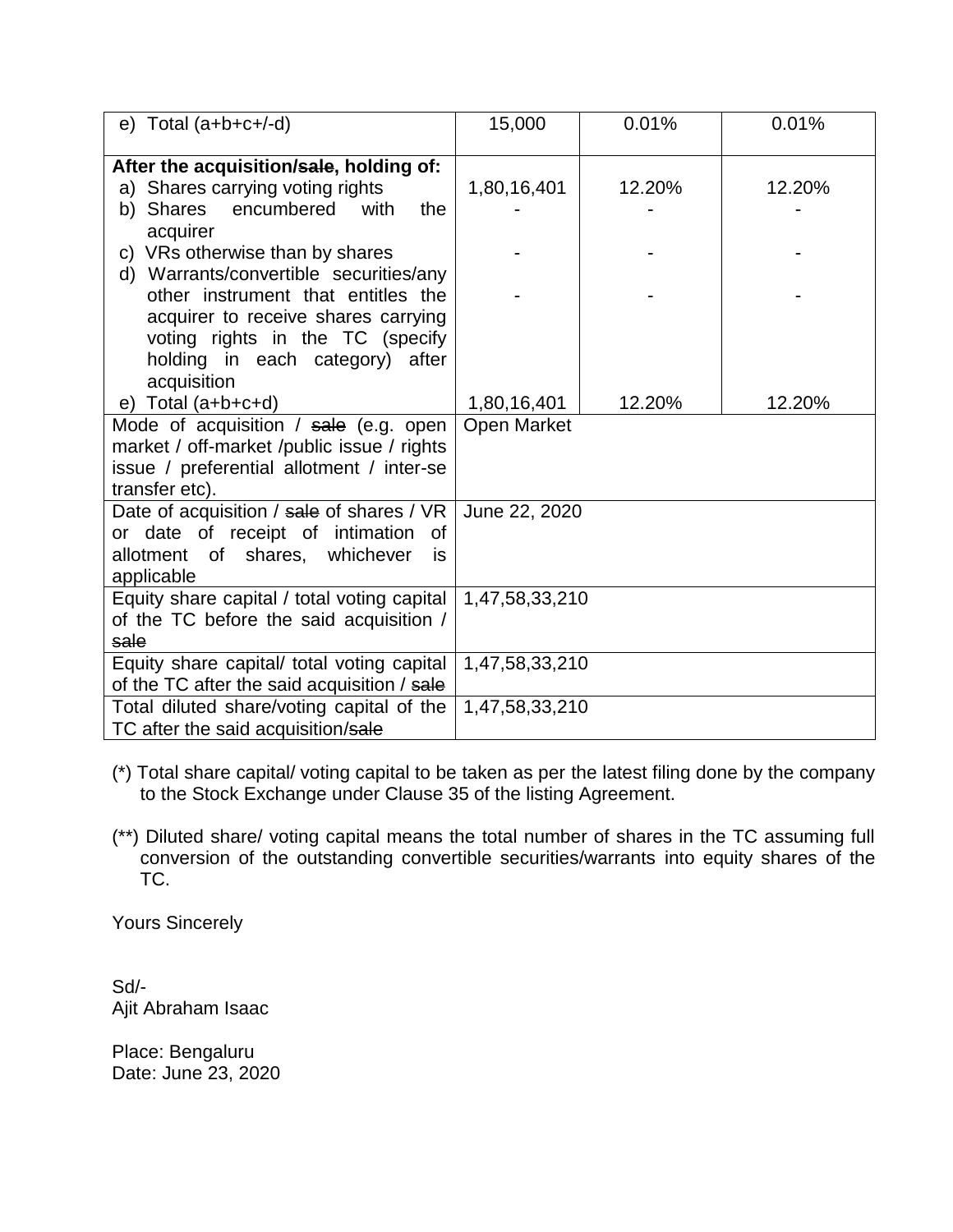| | | | |
|---|---|---|---|
| e) Total (a+b+c+/-d) | 15,000 | 0.01% | 0.01% |
| **After the acquisition/~~sale~~, holding of:**<br>a) Shares carrying voting rights<br>b) Shares encumbered with the acquirer<br>c) VRs otherwise than by shares<br>d) Warrants/convertible securities/any other instrument that entitles the acquirer to receive shares carrying voting rights in the TC (specify holding in each category) after acquisition<br>e) Total (a+b+c+d) | <br>1,80,16,401<br>-<br><br>-<br>-<br><br><br><br><br>1,80,16,401 | <br>12.20%<br>-<br><br>-<br>-<br><br><br><br><br>12.20% | <br>12.20%<br>-<br><br>-<br>-<br><br><br><br><br>12.20% |
| Mode of acquisition / ~~sale~~ (e.g. open market / off-market /public issue / rights issue / preferential allotment / inter-se transfer etc). | Open Market | | |
| Date of acquisition / ~~sale~~ of shares / VR or date of receipt of intimation of allotment of shares, whichever is applicable | June 22, 2020 | | |
| Equity share capital / total voting capital of the TC before the said acquisition / ~~sale~~ | 1,47,58,33,210 | | |
| Equity share capital/ total voting capital of the TC after the said acquisition / ~~sale~~ | 1,47,58,33,210 | | |
| Total diluted share/voting capital of the TC after the said acquisition/~~sale~~ | 1,47,58,33,210 | | |

(*) Total share capital/ voting capital to be taken as per the latest filing done by the company to the Stock Exchange under Clause 35 of the listing Agreement.

(**) Diluted share/ voting capital means the total number of shares in the TC assuming full conversion of the outstanding convertible securities/warrants into equity shares of the TC.

Yours Sincerely

Sd/-
Ajit Abraham Isaac

Place: Bengaluru
Date: June 23, 2020